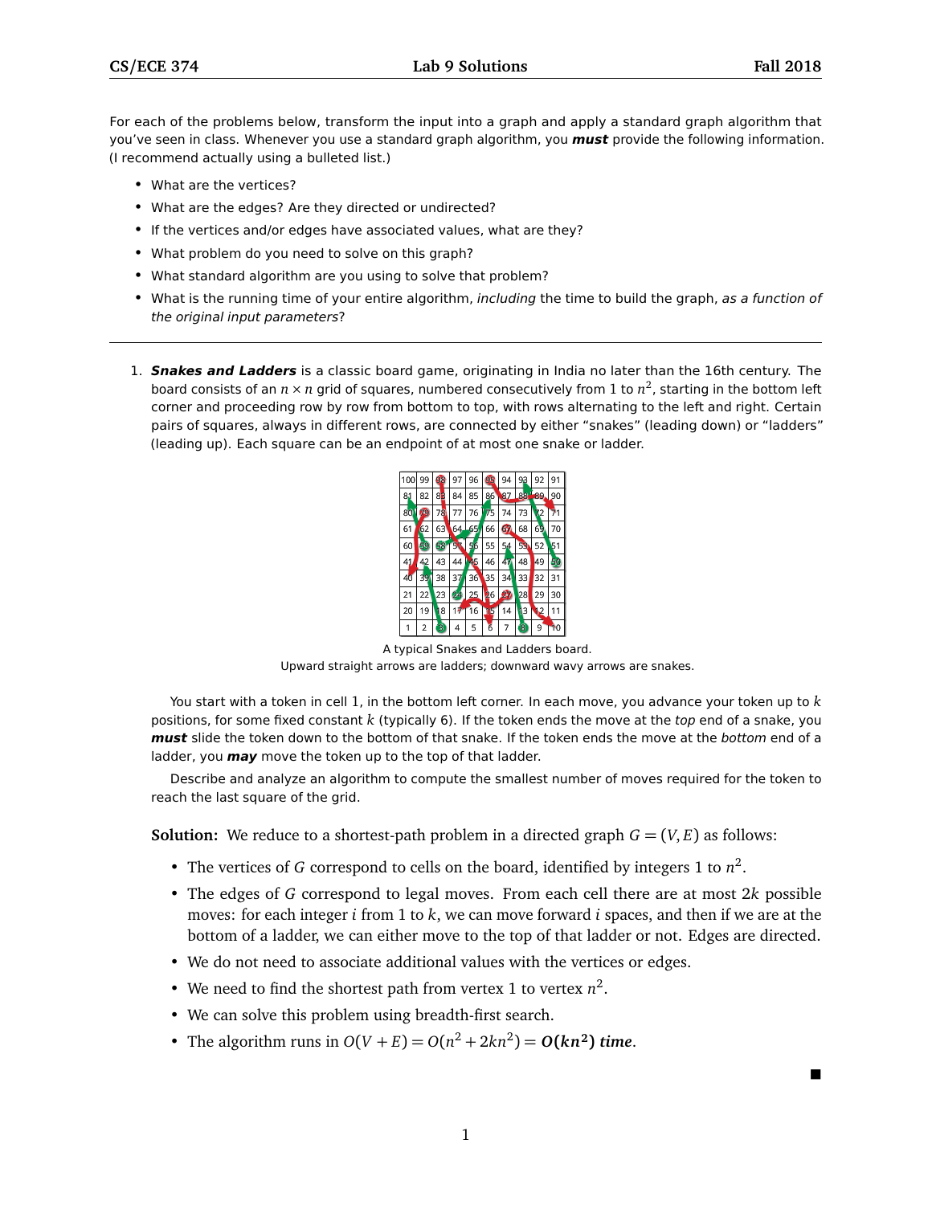For each of the problems below, transform the input into a graph and apply a standard graph algorithm that you've seen in class. Whenever you use a standard graph algorithm, you ***must*** provide the following information. (I recommend actually using a bulleted list.)

- What are the vertices?
- What are the edges? Are they directed or undirected?
- If the vertices and/or edges have associated values, what are they?
- What problem do you need to solve on this graph?
- What standard algorithm are you using to solve that problem?
- What is the running time of your entire algorithm, *including* the time to build the graph, *as a function of the original input parameters*?

---

1. ***Snakes and Ladders*** is a classic board game, originating in India no later than the 16th century. The board consists of an $n \times n$ grid of squares, numbered consecutively from 1 to $n^2$, starting in the bottom left corner and proceeding row by row from bottom to top, with rows alternating to the left and right. Certain pairs of squares, always in different rows, are connected by either "snakes" (leading down) or "ladders" (leading up). Each square can be an endpoint of at most one snake or ladder.

   A typical Snakes and Ladders board.
   Upward straight arrows are ladders; downward wavy arrows are snakes.

   You start with a token in cell 1, in the bottom left corner. In each move, you advance your token up to $k$ positions, for some fixed constant $k$ (typically 6). If the token ends the move at the *top* end of a snake, you ***must*** slide the token down to the bottom of that snake. If the token ends the move at the *bottom* end of a ladder, you ***may*** move the token up to the top of that ladder.

   Describe and analyze an algorithm to compute the smallest number of moves required for the token to reach the last square of the grid.

**Solution:** We reduce to a shortest-path problem in a directed graph $G = (V, E)$ as follows:

- The vertices of $G$ correspond to cells on the board, identified by integers 1 to $n^2$.
- The edges of $G$ correspond to legal moves. From each cell there are at most $2k$ possible moves: for each integer $i$ from 1 to $k$, we can move forward $i$ spaces, and then if we are at the bottom of a ladder, we can either move to the top of that ladder or not. Edges are directed.
- We do not need to associate additional values with the vertices or edges.
- We need to find the shortest path from vertex 1 to vertex $n^2$.
- We can solve this problem using breadth-first search.
- The algorithm runs in $O(V + E) = O(n^2 + 2kn^2) = \boldsymbol{O(kn^2)}$ ***time***.

■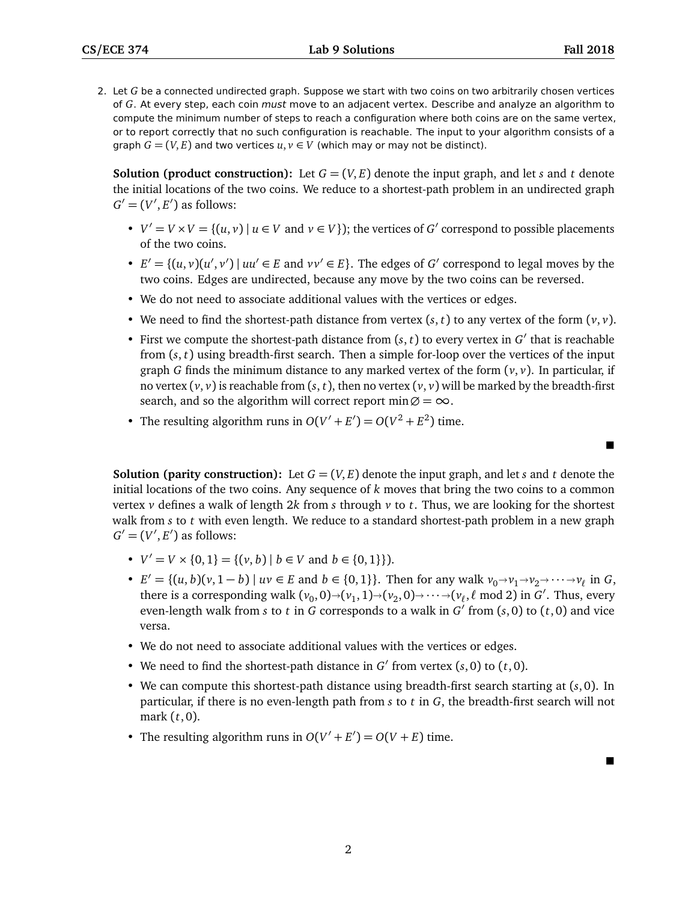2. Let $G$ be a connected undirected graph. Suppose we start with two coins on two arbitrarily chosen vertices of $G$. At every step, each coin *must* move to an adjacent vertex. Describe and analyze an algorithm to compute the minimum number of steps to reach a configuration where both coins are on the same vertex, or to report correctly that no such configuration is reachable. The input to your algorithm consists of a graph $G = (V, E)$ and two vertices $u, v \in V$ (which may or may not be distinct).

**Solution (product construction):** Let $G = (V, E)$ denote the input graph, and let $s$ and $t$ denote the initial locations of the two coins. We reduce to a shortest-path problem in an undirected graph $G' = (V', E')$ as follows:

- $V' = V \times V = \{(u, v) \mid u \in V \text{ and } v \in V\}$); the vertices of $G'$ correspond to possible placements of the two coins.
- $E' = \{(u, v)(u', v') \mid uu' \in E \text{ and } vv' \in E\}$. The edges of $G'$ correspond to legal moves by the two coins. Edges are undirected, because any move by the two coins can be reversed.
- We do not need to associate additional values with the vertices or edges.
- We need to find the shortest-path distance from vertex $(s, t)$ to any vertex of the form $(v, v)$.
- First we compute the shortest-path distance from $(s, t)$ to every vertex in $G'$ that is reachable from $(s, t)$ using breadth-first search. Then a simple for-loop over the vertices of the input graph $G$ finds the minimum distance to any marked vertex of the form $(v, v)$. In particular, if no vertex $(v, v)$ is reachable from $(s, t)$, then no vertex $(v, v)$ will be marked by the breadth-first search, and so the algorithm will correct report $\min \varnothing = \infty$.
- The resulting algorithm runs in $O(V' + E') = O(V^2 + E^2)$ time.

■

**Solution (parity construction):** Let $G = (V, E)$ denote the input graph, and let $s$ and $t$ denote the initial locations of the two coins. Any sequence of $k$ moves that bring the two coins to a common vertex $v$ defines a walk of length $2k$ from $s$ through $v$ to $t$. Thus, we are looking for the shortest walk from $s$ to $t$ with even length. We reduce to a standard shortest-path problem in a new graph $G' = (V', E')$ as follows:

- $V' = V \times \{0, 1\} = \{(v, b) \mid b \in V \text{ and } b \in \{0, 1\}\}$).
- $E' = \{(u, b)(v, 1 - b) \mid uv \in E \text{ and } b \in \{0, 1\}\}$. Then for any walk $v_0 \rightarrow v_1 \rightarrow v_2 \rightarrow \cdots \rightarrow v_\ell$ in $G$, there is a corresponding walk $(v_0, 0) \rightarrow (v_1, 1) \rightarrow (v_2, 0) \rightarrow \cdots \rightarrow (v_\ell, \ell \bmod 2)$ in $G'$. Thus, every even-length walk from $s$ to $t$ in $G$ corresponds to a walk in $G'$ from $(s, 0)$ to $(t, 0)$ and vice versa.
- We do not need to associate additional values with the vertices or edges.
- We need to find the shortest-path distance in $G'$ from vertex $(s, 0)$ to $(t, 0)$.
- We can compute this shortest-path distance using breadth-first search starting at $(s, 0)$. In particular, if there is no even-length path from $s$ to $t$ in $G$, the breadth-first search will not mark $(t, 0)$.
- The resulting algorithm runs in $O(V' + E') = O(V + E)$ time.

■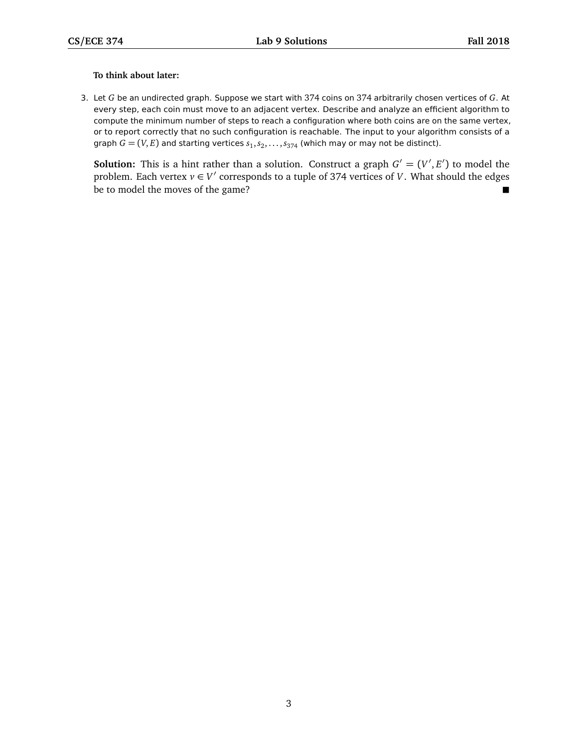**To think about later:**

3. Let $G$ be an undirected graph. Suppose we start with 374 coins on 374 arbitrarily chosen vertices of $G$. At every step, each coin must move to an adjacent vertex. Describe and analyze an efficient algorithm to compute the minimum number of steps to reach a configuration where both coins are on the same vertex, or to report correctly that no such configuration is reachable. The input to your algorithm consists of a graph $G = (V, E)$ and starting vertices $s_1, s_2, \ldots, s_{374}$ (which may or may not be distinct).

   **Solution:** This is a hint rather than a solution. Construct a graph $G' = (V', E')$ to model the problem. Each vertex $v \in V'$ corresponds to a tuple of 374 vertices of $V$. What should the edges be to model the moves of the game? ∎